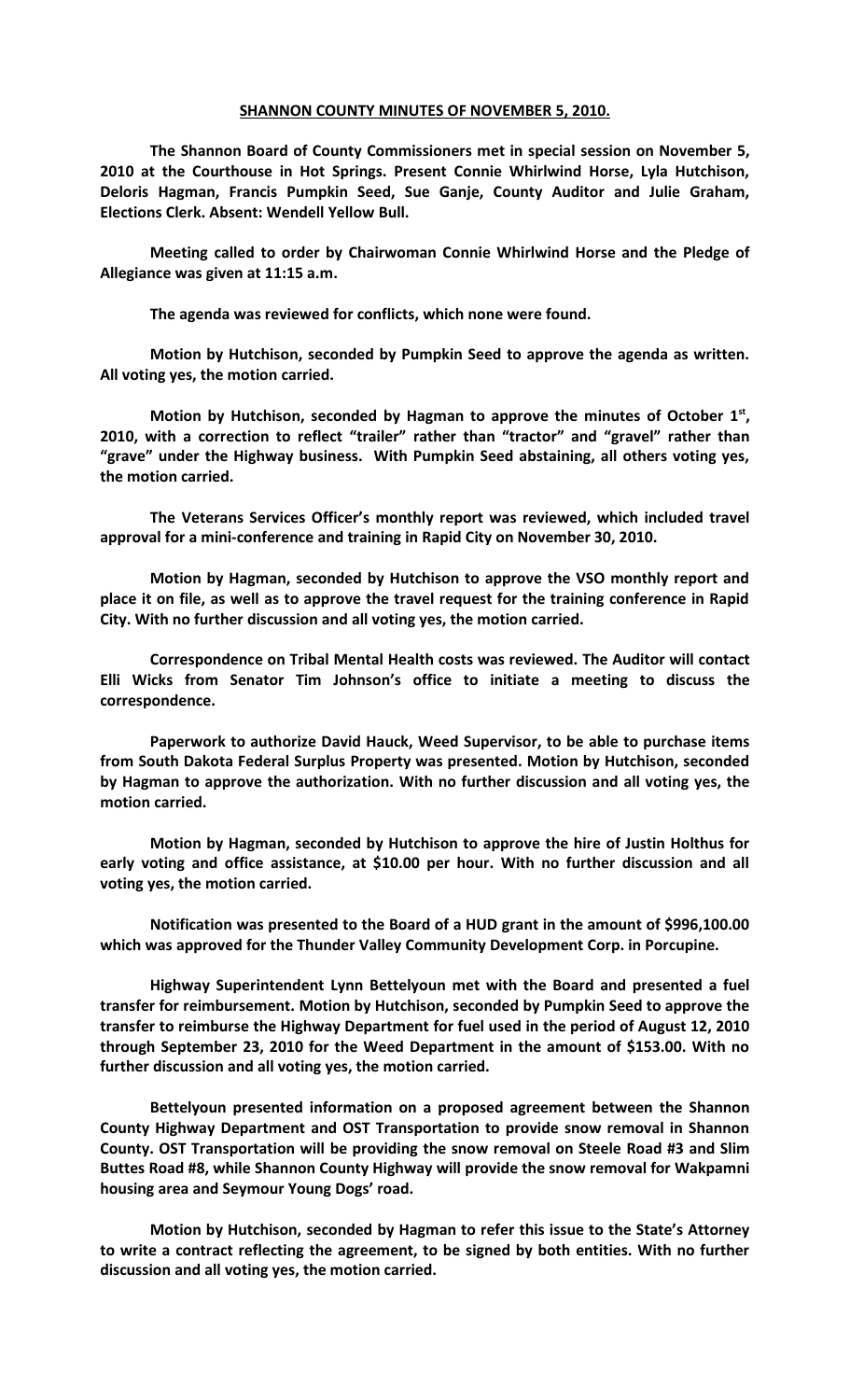# **SHANNON COUNTY MINUTES OF NOVEMBER 5, 2010.**

**The Shannon Board of County Commissioners met in special session on November 5, 2010 at the Courthouse in Hot Springs. Present Connie Whirlwind Horse, Lyla Hutchison, Deloris Hagman, Francis Pumpkin Seed, Sue Ganje, County Auditor and Julie Graham, Elections Clerk. Absent: Wendell Yellow Bull.**

**Meeting called to order by Chairwoman Connie Whirlwind Horse and the Pledge of Allegiance was given at 11:15 a.m.**

**The agenda was reviewed for conflicts, which none were found.**

**Motion by Hutchison, seconded by Pumpkin Seed to approve the agenda as written. All voting yes, the motion carried.**

**Motion by Hutchison, seconded by Hagman to approve the minutes of October 1st, 2010, with a correction to reflect "trailer" rather than "tractor" and "gravel" rather than "grave" under the Highway business. With Pumpkin Seed abstaining, all others voting yes, the motion carried.**

**The Veterans Services Officer's monthly report was reviewed, which included travel approval for a mini-conference and training in Rapid City on November 30, 2010.**

**Motion by Hagman, seconded by Hutchison to approve the VSO monthly report and place it on file, as well as to approve the travel request for the training conference in Rapid City. With no further discussion and all voting yes, the motion carried.**

**Correspondence on Tribal Mental Health costs was reviewed. The Auditor will contact Elli Wicks from Senator Tim Johnson's office to initiate a meeting to discuss the correspondence.**

**Paperwork to authorize David Hauck, Weed Supervisor, to be able to purchase items from South Dakota Federal Surplus Property was presented. Motion by Hutchison, seconded by Hagman to approve the authorization. With no further discussion and all voting yes, the motion carried.**

**Motion by Hagman, seconded by Hutchison to approve the hire of Justin Holthus for early voting and office assistance, at $10.00 per hour. With no further discussion and all voting yes, the motion carried.**

**Notification was presented to the Board of a HUD grant in the amount of $996,100.00 which was approved for the Thunder Valley Community Development Corp. in Porcupine.**

**Highway Superintendent Lynn Bettelyoun met with the Board and presented a fuel transfer for reimbursement. Motion by Hutchison, seconded by Pumpkin Seed to approve the transfer to reimburse the Highway Department for fuel used in the period of August 12, 2010 through September 23, 2010 for the Weed Department in the amount of $153.00. With no further discussion and all voting yes, the motion carried.**

**Bettelyoun presented information on a proposed agreement between the Shannon County Highway Department and OST Transportation to provide snow removal in Shannon County. OST Transportation will be providing the snow removal on Steele Road #3 and Slim Buttes Road #8, while Shannon County Highway will provide the snow removal for Wakpamni housing area and Seymour Young Dogs' road.**

**Motion by Hutchison, seconded by Hagman to refer this issue to the State's Attorney to write a contract reflecting the agreement, to be signed by both entities. With no further discussion and all voting yes, the motion carried.**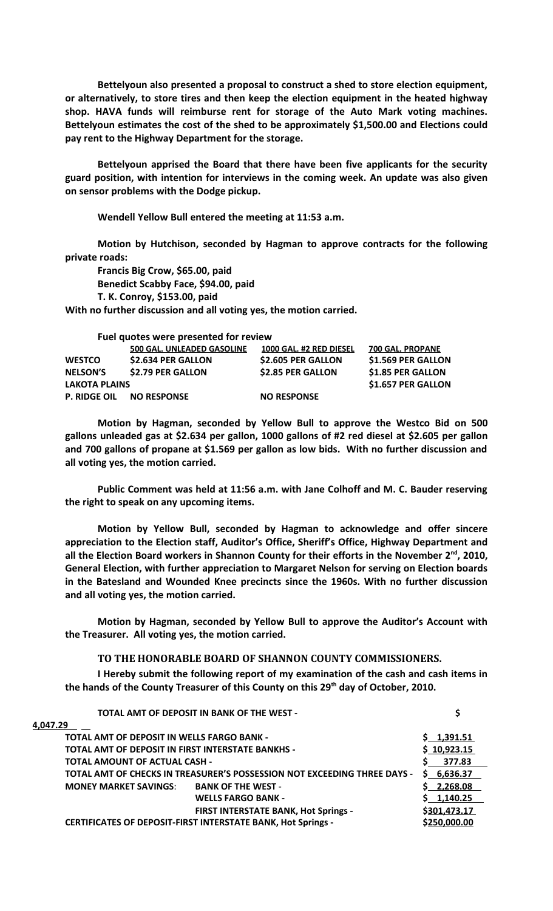**Bettelyoun also presented a proposal to construct a shed to store election equipment, or alternatively, to store tires and then keep the election equipment in the heated highway shop. HAVA funds will reimburse rent for storage of the Auto Mark voting machines. Bettelyoun estimates the cost of the shed to be approximately $1,500.00 and Elections could pay rent to the Highway Department for the storage.**

**Bettelyoun apprised the Board that there have been five applicants for the security guard position, with intention for interviews in the coming week. An update was also given on sensor problems with the Dodge pickup.**

**Wendell Yellow Bull entered the meeting at 11:53 a.m.**

**Motion by Hutchison, seconded by Hagman to approve contracts for the following private roads:**

**Francis Big Crow, $65.00, paid**
**Benedict Scabby Face, $94.00, paid**
**T. K. Conroy, $153.00, paid**

**With no further discussion and all voting yes, the motion carried.**

**Fuel quotes were presented for review**

| | **500 GAL. UNLEADED GASOLINE** | **1000 GAL. #2 RED DIESEL** | **700 GAL. PROPANE** |
|---|---|---|---|
| **WESTCO** | **$2.634 PER GALLON** | **$2.605 PER GALLON** | **$1.569 PER GALLON** |
| **NELSON'S** | **$2.79 PER GALLON** | **$2.85 PER GALLON** | **$1.85 PER GALLON** |
| **LAKOTA PLAINS** | | | **$1.657 PER GALLON** |
| **P. RIDGE OIL** | **NO RESPONSE** | **NO RESPONSE** | |

**Motion by Hagman, seconded by Yellow Bull to approve the Westco Bid on 500 gallons unleaded gas at $2.634 per gallon, 1000 gallons of #2 red diesel at $2.605 per gallon and 700 gallons of propane at $1.569 per gallon as low bids. With no further discussion and all voting yes, the motion carried.**

**Public Comment was held at 11:56 a.m. with Jane Colhoff and M. C. Bauder reserving the right to speak on any upcoming items.**

**Motion by Yellow Bull, seconded by Hagman to acknowledge and offer sincere appreciation to the Election staff, Auditor's Office, Sheriff's Office, Highway Department and all the Election Board workers in Shannon County for their efforts in the November 2nd, 2010, General Election, with further appreciation to Margaret Nelson for serving on Election boards in the Batesland and Wounded Knee precincts since the 1960s. With no further discussion and all voting yes, the motion carried.**

**Motion by Hagman, seconded by Yellow Bull to approve the Auditor's Account with the Treasurer. All voting yes, the motion carried.**

## TO THE HONORABLE BOARD OF SHANNON COUNTY COMMISSIONERS.

**I Hereby submit the following report of my examination of the cash and cash items in the hands of the County Treasurer of this County on this 29th day of October, 2010.**

| | | |
|---|---|---|
| **TOTAL AMT OF DEPOSIT IN BANK OF THE WEST -** | | **$ 4,047.29** |
| **TOTAL AMT OF DEPOSIT IN WELLS FARGO BANK -** | | **$ 1,391.51** |
| **TOTAL AMT OF DEPOSIT IN FIRST INTERSTATE BANKHS -** | | **$ 10,923.15** |
| **TOTAL AMOUNT OF ACTUAL CASH -** | | **$ 377.83** |
| **TOTAL AMT OF CHECKS IN TREASURER'S POSSESSION NOT EXCEEDING THREE DAYS -** | | **$ 6,636.37** |
| **MONEY MARKET SAVINGS:** | **BANK OF THE WEST -** | **$ 2,268.08** |
| | **WELLS FARGO BANK -** | **$ 1,140.25** |
| | **FIRST INTERSTATE BANK, Hot Springs -** | **$301,473.17** |
| **CERTIFICATES OF DEPOSIT-FIRST INTERSTATE BANK, Hot Springs -** | | **$250,000.00** |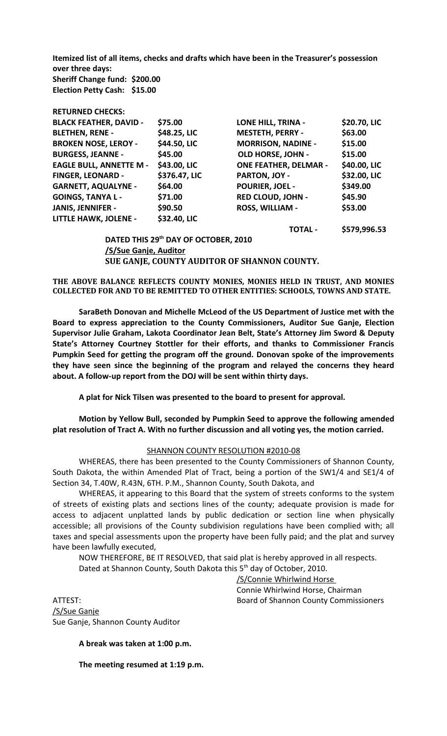**Itemized list of all items, checks and drafts which have been in the Treasurer's possession over three days:**
**Sheriff Change fund: $200.00**
**Election Petty Cash: $15.00**

**RETURNED CHECKS:**

| | | | |
|---|---|---|---|
| **BLACK FEATHER, DAVID -** | **$75.00** | **LONE HILL, TRINA -** | **$20.70, LIC** |
| **BLETHEN, RENE -** | **$48.25, LIC** | **MESTETH, PERRY -** | **$63.00** |
| **BROKEN NOSE, LEROY -** | **$44.50, LIC** | **MORRISON, NADINE -** | **$15.00** |
| **BURGESS, JEANNE -** | **$45.00** | **OLD HORSE, JOHN -** | **$15.00** |
| **EAGLE BULL, ANNETTE M -** | **$43.00, LIC** | **ONE FEATHER, DELMAR -** | **$40.00, LIC** |
| **FINGER, LEONARD -** | **$376.47, LIC** | **PARTON, JOY -** | **$32.00, LIC** |
| **GARNETT, AQUALYNE -** | **$64.00** | **POURIER, JOEL -** | **$349.00** |
| **GOINGS, TANYA L -** | **$71.00** | **RED CLOUD, JOHN -** | **$45.90** |
| **JANIS, JENNIFER -** | **$90.50** | **ROSS, WILLIAM -** | **$53.00** |
| **LITTLE HAWK, JOLENE -** | **$32.40, LIC** | | |
| | | **TOTAL -** | **$579,996.53** |

**DATED THIS 29th DAY OF OCTOBER, 2010**
**/S/Sue Ganje, Auditor**
**SUE GANJE, COUNTY AUDITOR OF SHANNON COUNTY.**

**THE ABOVE BALANCE REFLECTS COUNTY MONIES, MONIES HELD IN TRUST, AND MONIES COLLECTED FOR AND TO BE REMITTED TO OTHER ENTITIES: SCHOOLS, TOWNS AND STATE.**

**SaraBeth Donovan and Michelle McLeod of the US Department of Justice met with the Board to express appreciation to the County Commissioners, Auditor Sue Ganje, Election Supervisor Julie Graham, Lakota Coordinator Jean Belt, State's Attorney Jim Sword & Deputy State's Attorney Courtney Stottler for their efforts, and thanks to Commissioner Francis Pumpkin Seed for getting the program off the ground. Donovan spoke of the improvements they have seen since the beginning of the program and relayed the concerns they heard about. A follow-up report from the DOJ will be sent within thirty days.**

**A plat for Nick Tilsen was presented to the board to present for approval.**

**Motion by Yellow Bull, seconded by Pumpkin Seed to approve the following amended plat resolution of Tract A. With no further discussion and all voting yes, the motion carried.**

SHANNON COUNTY RESOLUTION #2010-08

WHEREAS, there has been presented to the County Commissioners of Shannon County, South Dakota, the within Amended Plat of Tract, being a portion of the SW1/4 and SE1/4 of Section 34, T.40W, R.43N, 6TH. P.M., Shannon County, South Dakota, and

WHEREAS, it appearing to this Board that the system of streets conforms to the system of streets of existing plats and sections lines of the county; adequate provision is made for access to adjacent unplatted lands by public dedication or section line when physically accessible; all provisions of the County subdivision regulations have been complied with; all taxes and special assessments upon the property have been fully paid; and the plat and survey have been lawfully executed,

NOW THEREFORE, BE IT RESOLVED, that said plat is hereby approved in all respects.

Dated at Shannon County, South Dakota this 5th day of October, 2010.

/S/Connie Whirlwind Horse
Connie Whirlwind Horse, Chairman
Board of Shannon County Commissioners

ATTEST:
/S/Sue Ganje
Sue Ganje, Shannon County Auditor

**A break was taken at 1:00 p.m.**

**The meeting resumed at 1:19 p.m.**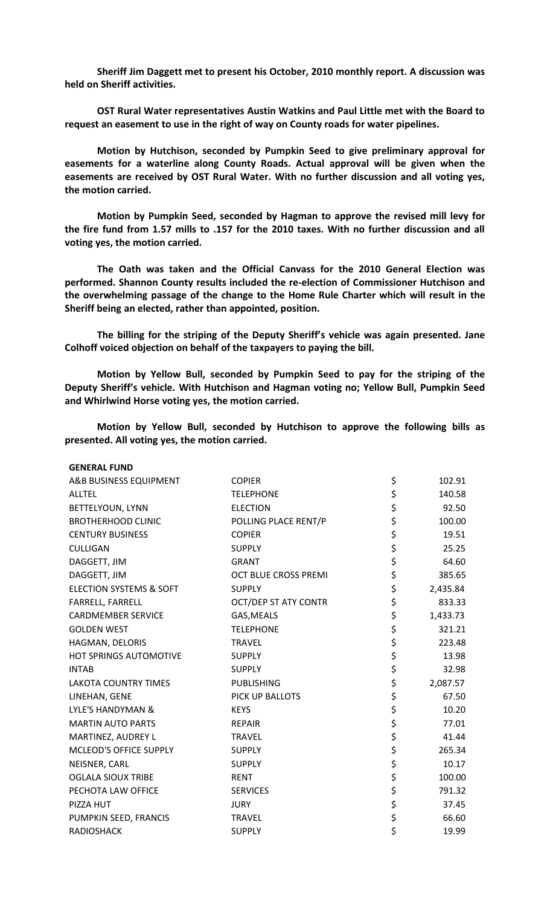**Sheriff Jim Daggett met to present his October, 2010 monthly report. A discussion was held on Sheriff activities.**

**OST Rural Water representatives Austin Watkins and Paul Little met with the Board to request an easement to use in the right of way on County roads for water pipelines.**

**Motion by Hutchison, seconded by Pumpkin Seed to give preliminary approval for easements for a waterline along County Roads. Actual approval will be given when the easements are received by OST Rural Water. With no further discussion and all voting yes, the motion carried.**

**Motion by Pumpkin Seed, seconded by Hagman to approve the revised mill levy for the fire fund from 1.57 mills to .157 for the 2010 taxes. With no further discussion and all voting yes, the motion carried.**

**The Oath was taken and the Official Canvass for the 2010 General Election was performed. Shannon County results included the re-election of Commissioner Hutchison and the overwhelming passage of the change to the Home Rule Charter which will result in the Sheriff being an elected, rather than appointed, position.**

**The billing for the striping of the Deputy Sheriff's vehicle was again presented. Jane Colhoff voiced objection on behalf of the taxpayers to paying the bill.**

**Motion by Yellow Bull, seconded by Pumpkin Seed to pay for the striping of the Deputy Sheriff's vehicle. With Hutchison and Hagman voting no; Yellow Bull, Pumpkin Seed and Whirlwind Horse voting yes, the motion carried.**

**Motion by Yellow Bull, seconded by Hutchison to approve the following bills as presented. All voting yes, the motion carried.**

| **GENERAL FUND** | | | |
|---|---|---|---|
| A&B BUSINESS EQUIPMENT | COPIER | $ | 102.91 |
| ALLTEL | TELEPHONE | $ | 140.58 |
| BETTELYOUN, LYNN | ELECTION | $ | 92.50 |
| BROTHERHOOD CLINIC | POLLING PLACE RENT/P | $ | 100.00 |
| CENTURY BUSINESS | COPIER | $ | 19.51 |
| CULLIGAN | SUPPLY | $ | 25.25 |
| DAGGETT, JIM | GRANT | $ | 64.60 |
| DAGGETT, JIM | OCT BLUE CROSS PREMI | $ | 385.65 |
| ELECTION SYSTEMS & SOFT | SUPPLY | $ | 2,435.84 |
| FARRELL, FARRELL | OCT/DEP ST ATY CONTR | $ | 833.33 |
| CARDMEMBER SERVICE | GAS,MEALS | $ | 1,433.73 |
| GOLDEN WEST | TELEPHONE | $ | 321.21 |
| HAGMAN, DELORIS | TRAVEL | $ | 223.48 |
| HOT SPRINGS AUTOMOTIVE | SUPPLY | $ | 13.98 |
| INTAB | SUPPLY | $ | 32.98 |
| LAKOTA COUNTRY TIMES | PUBLISHING | $ | 2,087.57 |
| LINEHAN, GENE | PICK UP BALLOTS | $ | 67.50 |
| LYLE'S HANDYMAN & | KEYS | $ | 10.20 |
| MARTIN AUTO PARTS | REPAIR | $ | 77.01 |
| MARTINEZ, AUDREY L | TRAVEL | $ | 41.44 |
| MCLEOD'S OFFICE SUPPLY | SUPPLY | $ | 265.34 |
| NEISNER, CARL | SUPPLY | $ | 10.17 |
| OGLALA SIOUX TRIBE | RENT | $ | 100.00 |
| PECHOTA LAW OFFICE | SERVICES | $ | 791.32 |
| PIZZA HUT | JURY | $ | 37.45 |
| PUMPKIN SEED, FRANCIS | TRAVEL | $ | 66.60 |
| RADIOSHACK | SUPPLY | $ | 19.99 |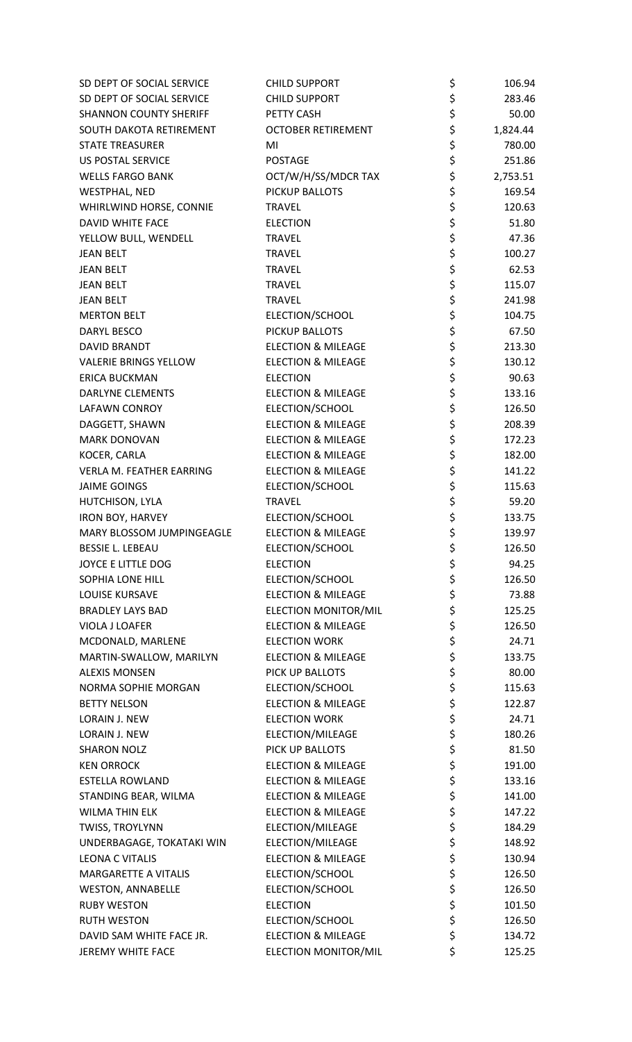| | | | |
|---|---|---|---|
| SD DEPT OF SOCIAL SERVICE | CHILD SUPPORT | $ | 106.94 |
| SD DEPT OF SOCIAL SERVICE | CHILD SUPPORT | $ | 283.46 |
| SHANNON COUNTY SHERIFF | PETTY CASH | $ | 50.00 |
| SOUTH DAKOTA RETIREMENT | OCTOBER RETIREMENT | $ | 1,824.44 |
| STATE TREASURER | MI | $ | 780.00 |
| US POSTAL SERVICE | POSTAGE | $ | 251.86 |
| WELLS FARGO BANK | OCT/W/H/SS/MDCR TAX | $ | 2,753.51 |
| WESTPHAL, NED | PICKUP BALLOTS | $ | 169.54 |
| WHIRLWIND HORSE, CONNIE | TRAVEL | $ | 120.63 |
| DAVID WHITE FACE | ELECTION | $ | 51.80 |
| YELLOW BULL, WENDELL | TRAVEL | $ | 47.36 |
| JEAN BELT | TRAVEL | $ | 100.27 |
| JEAN BELT | TRAVEL | $ | 62.53 |
| JEAN BELT | TRAVEL | $ | 115.07 |
| JEAN BELT | TRAVEL | $ | 241.98 |
| MERTON BELT | ELECTION/SCHOOL | $ | 104.75 |
| DARYL BESCO | PICKUP BALLOTS | $ | 67.50 |
| DAVID BRANDT | ELECTION & MILEAGE | $ | 213.30 |
| VALERIE BRINGS YELLOW | ELECTION & MILEAGE | $ | 130.12 |
| ERICA BUCKMAN | ELECTION | $ | 90.63 |
| DARLYNE CLEMENTS | ELECTION & MILEAGE | $ | 133.16 |
| LAFAWN CONROY | ELECTION/SCHOOL | $ | 126.50 |
| DAGGETT, SHAWN | ELECTION & MILEAGE | $ | 208.39 |
| MARK DONOVAN | ELECTION & MILEAGE | $ | 172.23 |
| KOCER, CARLA | ELECTION & MILEAGE | $ | 182.00 |
| VERLA M. FEATHER EARRING | ELECTION & MILEAGE | $ | 141.22 |
| JAIME GOINGS | ELECTION/SCHOOL | $ | 115.63 |
| HUTCHISON, LYLA | TRAVEL | $ | 59.20 |
| IRON BOY, HARVEY | ELECTION/SCHOOL | $ | 133.75 |
| MARY BLOSSOM JUMPINGEAGLE | ELECTION & MILEAGE | $ | 139.97 |
| BESSIE L. LEBEAU | ELECTION/SCHOOL | $ | 126.50 |
| JOYCE E LITTLE DOG | ELECTION | $ | 94.25 |
| SOPHIA LONE HILL | ELECTION/SCHOOL | $ | 126.50 |
| LOUISE KURSAVE | ELECTION & MILEAGE | $ | 73.88 |
| BRADLEY LAYS BAD | ELECTION MONITOR/MIL | $ | 125.25 |
| VIOLA J LOAFER | ELECTION & MILEAGE | $ | 126.50 |
| MCDONALD, MARLENE | ELECTION WORK | $ | 24.71 |
| MARTIN-SWALLOW, MARILYN | ELECTION & MILEAGE | $ | 133.75 |
| ALEXIS MONSEN | PICK UP BALLOTS | $ | 80.00 |
| NORMA SOPHIE MORGAN | ELECTION/SCHOOL | $ | 115.63 |
| BETTY NELSON | ELECTION & MILEAGE | $ | 122.87 |
| LORAIN J. NEW | ELECTION WORK | $ | 24.71 |
| LORAIN J. NEW | ELECTION/MILEAGE | $ | 180.26 |
| SHARON NOLZ | PICK UP BALLOTS | $ | 81.50 |
| KEN ORROCK | ELECTION & MILEAGE | $ | 191.00 |
| ESTELLA ROWLAND | ELECTION & MILEAGE | $ | 133.16 |
| STANDING BEAR, WILMA | ELECTION & MILEAGE | $ | 141.00 |
| WILMA THIN ELK | ELECTION & MILEAGE | $ | 147.22 |
| TWISS, TROYLYNN | ELECTION/MILEAGE | $ | 184.29 |
| UNDERBAGAGE, TOKATAKI WIN | ELECTION/MILEAGE | $ | 148.92 |
| LEONA C VITALIS | ELECTION & MILEAGE | $ | 130.94 |
| MARGARETTE A VITALIS | ELECTION/SCHOOL | $ | 126.50 |
| WESTON, ANNABELLE | ELECTION/SCHOOL | $ | 126.50 |
| RUBY WESTON | ELECTION | $ | 101.50 |
| RUTH WESTON | ELECTION/SCHOOL | $ | 126.50 |
| DAVID SAM WHITE FACE JR. | ELECTION & MILEAGE | $ | 134.72 |
| JEREMY WHITE FACE | ELECTION MONITOR/MIL | $ | 125.25 |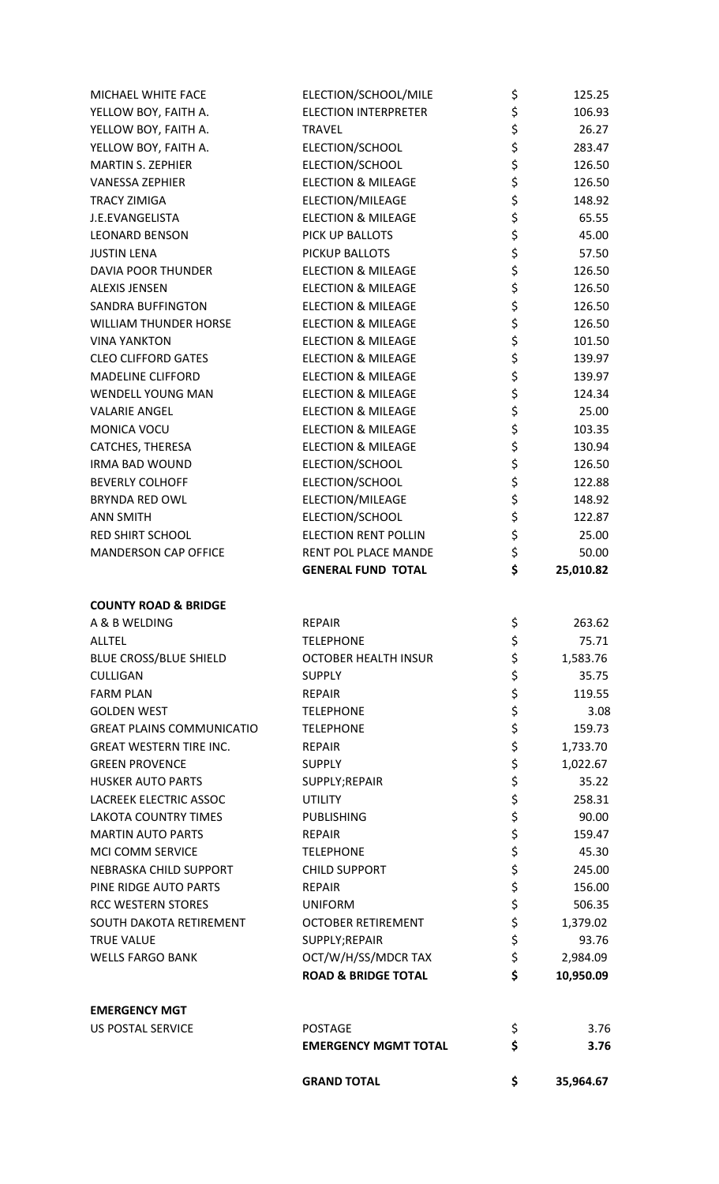| | | | |
|---|---|---|---|
| MICHAEL WHITE FACE | ELECTION/SCHOOL/MILE | $ | 125.25 |
| YELLOW BOY, FAITH A. | ELECTION INTERPRETER | $ | 106.93 |
| YELLOW BOY, FAITH A. | TRAVEL | $ | 26.27 |
| YELLOW BOY, FAITH A. | ELECTION/SCHOOL | $ | 283.47 |
| MARTIN S. ZEPHIER | ELECTION/SCHOOL | $ | 126.50 |
| VANESSA ZEPHIER | ELECTION & MILEAGE | $ | 126.50 |
| TRACY ZIMIGA | ELECTION/MILEAGE | $ | 148.92 |
| J.E.EVANGELISTA | ELECTION & MILEAGE | $ | 65.55 |
| LEONARD BENSON | PICK UP BALLOTS | $ | 45.00 |
| JUSTIN LENA | PICKUP BALLOTS | $ | 57.50 |
| DAVIA POOR THUNDER | ELECTION & MILEAGE | $ | 126.50 |
| ALEXIS JENSEN | ELECTION & MILEAGE | $ | 126.50 |
| SANDRA BUFFINGTON | ELECTION & MILEAGE | $ | 126.50 |
| WILLIAM THUNDER HORSE | ELECTION & MILEAGE | $ | 126.50 |
| VINA YANKTON | ELECTION & MILEAGE | $ | 101.50 |
| CLEO CLIFFORD GATES | ELECTION & MILEAGE | $ | 139.97 |
| MADELINE CLIFFORD | ELECTION & MILEAGE | $ | 139.97 |
| WENDELL YOUNG MAN | ELECTION & MILEAGE | $ | 124.34 |
| VALARIE ANGEL | ELECTION & MILEAGE | $ | 25.00 |
| MONICA VOCU | ELECTION & MILEAGE | $ | 103.35 |
| CATCHES, THERESA | ELECTION & MILEAGE | $ | 130.94 |
| IRMA BAD WOUND | ELECTION/SCHOOL | $ | 126.50 |
| BEVERLY COLHOFF | ELECTION/SCHOOL | $ | 122.88 |
| BRYNDA RED OWL | ELECTION/MILEAGE | $ | 148.92 |
| ANN SMITH | ELECTION/SCHOOL | $ | 122.87 |
| RED SHIRT SCHOOL | ELECTION RENT POLLIN | $ | 25.00 |
| MANDERSON CAP OFFICE | RENT POL PLACE MANDE | $ | 50.00 |
| | **GENERAL FUND TOTAL** | **$** | **25,010.82** |
| | | | |
| **COUNTY ROAD & BRIDGE** | | | |
| A & B WELDING | REPAIR | $ | 263.62 |
| ALLTEL | TELEPHONE | $ | 75.71 |
| BLUE CROSS/BLUE SHIELD | OCTOBER HEALTH INSUR | $ | 1,583.76 |
| CULLIGAN | SUPPLY | $ | 35.75 |
| FARM PLAN | REPAIR | $ | 119.55 |
| GOLDEN WEST | TELEPHONE | $ | 3.08 |
| GREAT PLAINS COMMUNICATIO | TELEPHONE | $ | 159.73 |
| GREAT WESTERN TIRE INC. | REPAIR | $ | 1,733.70 |
| GREEN PROVENCE | SUPPLY | $ | 1,022.67 |
| HUSKER AUTO PARTS | SUPPLY;REPAIR | $ | 35.22 |
| LACREEK ELECTRIC ASSOC | UTILITY | $ | 258.31 |
| LAKOTA COUNTRY TIMES | PUBLISHING | $ | 90.00 |
| MARTIN AUTO PARTS | REPAIR | $ | 159.47 |
| MCI COMM SERVICE | TELEPHONE | $ | 45.30 |
| NEBRASKA CHILD SUPPORT | CHILD SUPPORT | $ | 245.00 |
| PINE RIDGE AUTO PARTS | REPAIR | $ | 156.00 |
| RCC WESTERN STORES | UNIFORM | $ | 506.35 |
| SOUTH DAKOTA RETIREMENT | OCTOBER RETIREMENT | $ | 1,379.02 |
| TRUE VALUE | SUPPLY;REPAIR | $ | 93.76 |
| WELLS FARGO BANK | OCT/W/H/SS/MDCR TAX | $ | 2,984.09 |
| | **ROAD & BRIDGE TOTAL** | **$** | **10,950.09** |
| | | | |
| **EMERGENCY MGT** | | | |
| US POSTAL SERVICE | POSTAGE | $ | 3.76 |
| | **EMERGENCY MGMT TOTAL** | **$** | **3.76** |
| | | | |
| | **GRAND TOTAL** | **$** | **35,964.67** |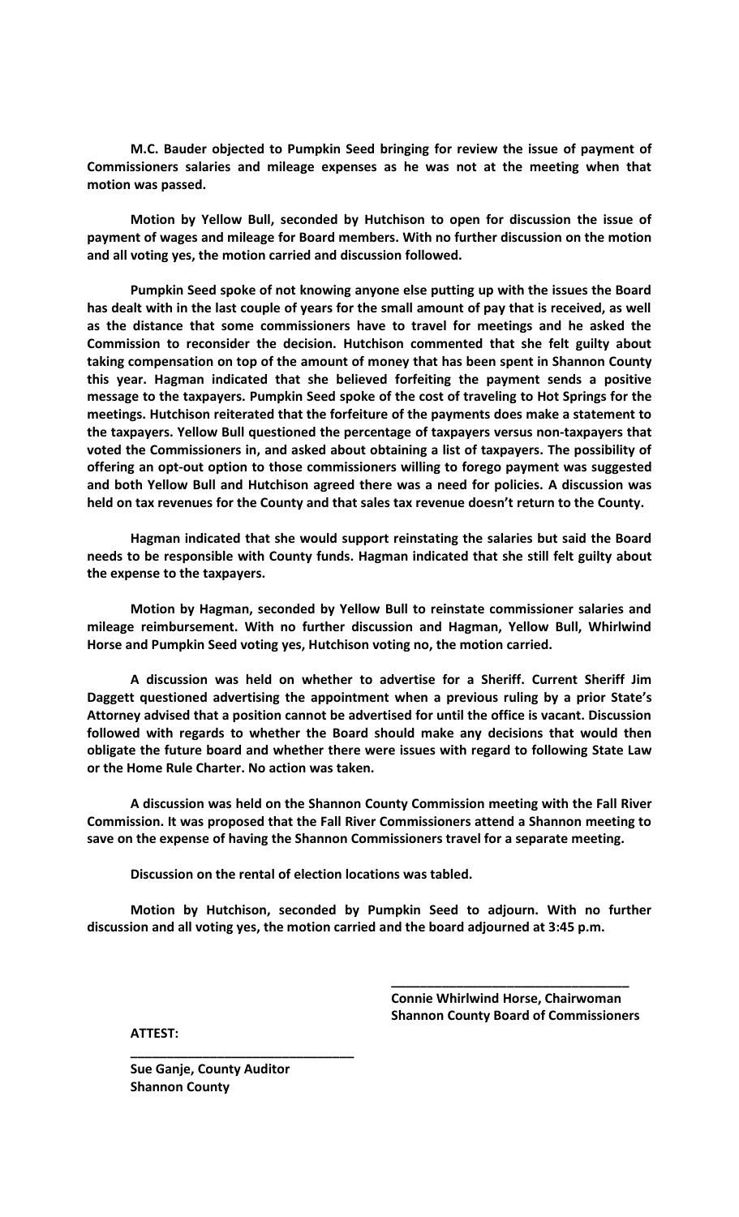**M.C. Bauder objected to Pumpkin Seed bringing for review the issue of payment of Commissioners salaries and mileage expenses as he was not at the meeting when that motion was passed.**

**Motion by Yellow Bull, seconded by Hutchison to open for discussion the issue of payment of wages and mileage for Board members. With no further discussion on the motion and all voting yes, the motion carried and discussion followed.**

**Pumpkin Seed spoke of not knowing anyone else putting up with the issues the Board has dealt with in the last couple of years for the small amount of pay that is received, as well as the distance that some commissioners have to travel for meetings and he asked the Commission to reconsider the decision. Hutchison commented that she felt guilty about taking compensation on top of the amount of money that has been spent in Shannon County this year. Hagman indicated that she believed forfeiting the payment sends a positive message to the taxpayers. Pumpkin Seed spoke of the cost of traveling to Hot Springs for the meetings. Hutchison reiterated that the forfeiture of the payments does make a statement to the taxpayers. Yellow Bull questioned the percentage of taxpayers versus non-taxpayers that voted the Commissioners in, and asked about obtaining a list of taxpayers. The possibility of offering an opt-out option to those commissioners willing to forego payment was suggested and both Yellow Bull and Hutchison agreed there was a need for policies. A discussion was held on tax revenues for the County and that sales tax revenue doesn't return to the County.**

**Hagman indicated that she would support reinstating the salaries but said the Board needs to be responsible with County funds. Hagman indicated that she still felt guilty about the expense to the taxpayers.**

**Motion by Hagman, seconded by Yellow Bull to reinstate commissioner salaries and mileage reimbursement. With no further discussion and Hagman, Yellow Bull, Whirlwind Horse and Pumpkin Seed voting yes, Hutchison voting no, the motion carried.**

**A discussion was held on whether to advertise for a Sheriff. Current Sheriff Jim Daggett questioned advertising the appointment when a previous ruling by a prior State's Attorney advised that a position cannot be advertised for until the office is vacant. Discussion followed with regards to whether the Board should make any decisions that would then obligate the future board and whether there were issues with regard to following State Law or the Home Rule Charter. No action was taken.**

**A discussion was held on the Shannon County Commission meeting with the Fall River Commission. It was proposed that the Fall River Commissioners attend a Shannon meeting to save on the expense of having the Shannon Commissioners travel for a separate meeting.**

**Discussion on the rental of election locations was tabled.**

**Motion by Hutchison, seconded by Pumpkin Seed to adjourn. With no further discussion and all voting yes, the motion carried and the board adjourned at 3:45 p.m.**

\_\_\_\_\_\_\_\_\_\_\_\_\_\_\_\_\_\_\_\_\_\_\_\_\_\_\_\_\_\_\_\_\_\_
**Connie Whirlwind Horse, Chairwoman**
**Shannon County Board of Commissioners**

**ATTEST:**

\_\_\_\_\_\_\_\_\_\_\_\_\_\_\_\_\_\_\_\_\_\_\_\_\_\_\_\_\_\_\_\_
**Sue Ganje, County Auditor**
**Shannon County**